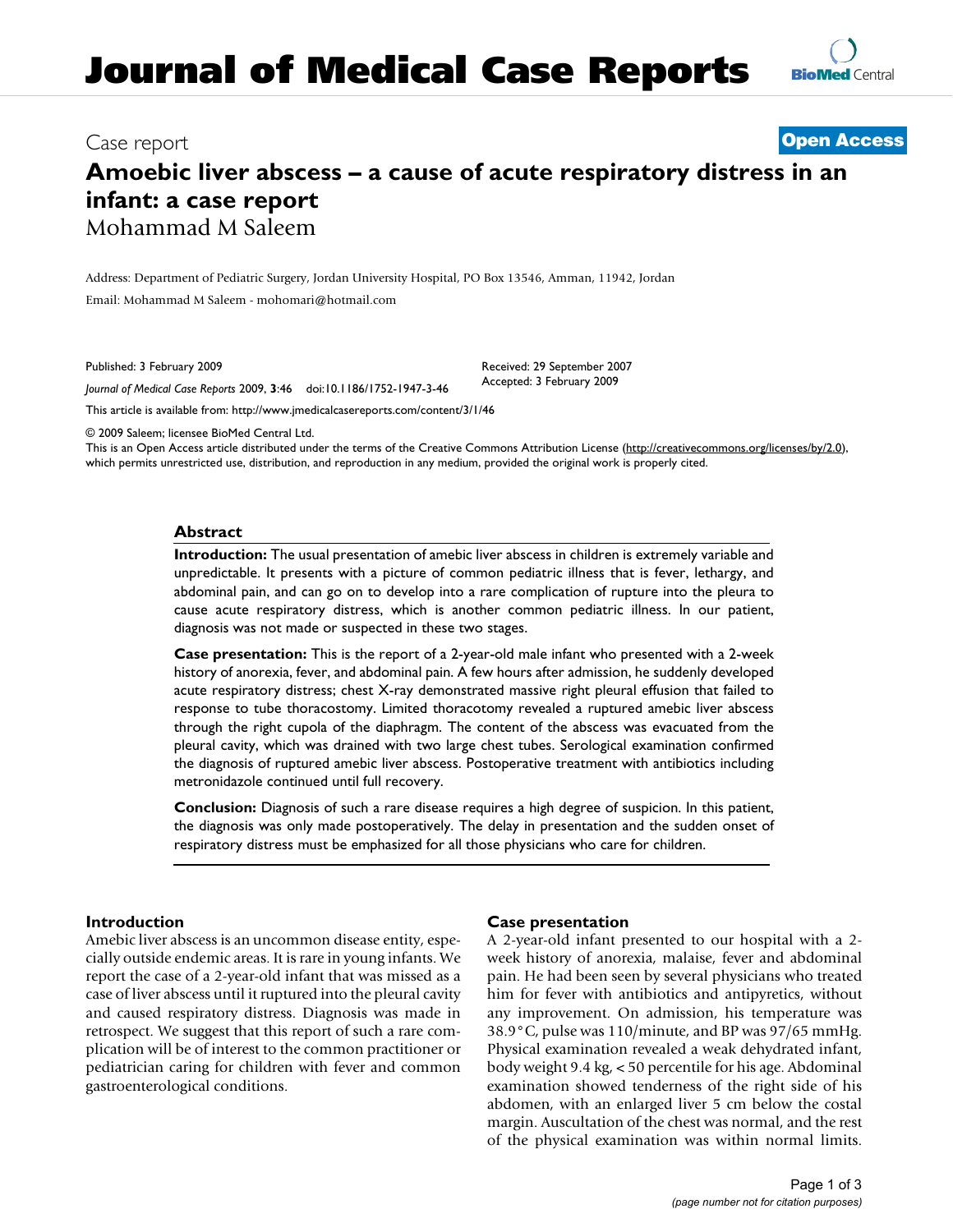# Journal of Medical Case Reports

Case report

**Open Access**

# Amoebic liver abscess – a cause of acute respiratory distress in an infant: a case report

Mohammad M Saleem

Address: Department of Pediatric Surgery, Jordan University Hospital, PO Box 13546, Amman, 11942, Jordan

Email: Mohammad M Saleem - mohomari@hotmail.com

Published: 3 February 2009

*Journal of Medical Case Reports* 2009, **3**:46 doi:10.1186/1752-1947-3-46

Received: 29 September 2007
Accepted: 3 February 2009

This article is available from: http://www.jmedicalcasereports.com/content/3/1/46

© 2009 Saleem; licensee BioMed Central Ltd.
This is an Open Access article distributed under the terms of the Creative Commons Attribution License (http://creativecommons.org/licenses/by/2.0), which permits unrestricted use, distribution, and reproduction in any medium, provided the original work is properly cited.

## Abstract

**Introduction:** The usual presentation of amebic liver abscess in children is extremely variable and unpredictable. It presents with a picture of common pediatric illness that is fever, lethargy, and abdominal pain, and can go on to develop into a rare complication of rupture into the pleura to cause acute respiratory distress, which is another common pediatric illness. In our patient, diagnosis was not made or suspected in these two stages.

**Case presentation:** This is the report of a 2-year-old male infant who presented with a 2-week history of anorexia, fever, and abdominal pain. A few hours after admission, he suddenly developed acute respiratory distress; chest X-ray demonstrated massive right pleural effusion that failed to response to tube thoracostomy. Limited thoracotomy revealed a ruptured amebic liver abscess through the right cupola of the diaphragm. The content of the abscess was evacuated from the pleural cavity, which was drained with two large chest tubes. Serological examination confirmed the diagnosis of ruptured amebic liver abscess. Postoperative treatment with antibiotics including metronidazole continued until full recovery.

**Conclusion:** Diagnosis of such a rare disease requires a high degree of suspicion. In this patient, the diagnosis was only made postoperatively. The delay in presentation and the sudden onset of respiratory distress must be emphasized for all those physicians who care for children.

## Introduction

Amebic liver abscess is an uncommon disease entity, especially outside endemic areas. It is rare in young infants. We report the case of a 2-year-old infant that was missed as a case of liver abscess until it ruptured into the pleural cavity and caused respiratory distress. Diagnosis was made in retrospect. We suggest that this report of such a rare complication will be of interest to the common practitioner or pediatrician caring for children with fever and common gastroenterological conditions.

## Case presentation

A 2-year-old infant presented to our hospital with a 2-week history of anorexia, malaise, fever and abdominal pain. He had been seen by several physicians who treated him for fever with antibiotics and antipyretics, without any improvement. On admission, his temperature was 38.9°C, pulse was 110/minute, and BP was 97/65 mmHg. Physical examination revealed a weak dehydrated infant, body weight 9.4 kg, < 50 percentile for his age. Abdominal examination showed tenderness of the right side of his abdomen, with an enlarged liver 5 cm below the costal margin. Auscultation of the chest was normal, and the rest of the physical examination was within normal limits.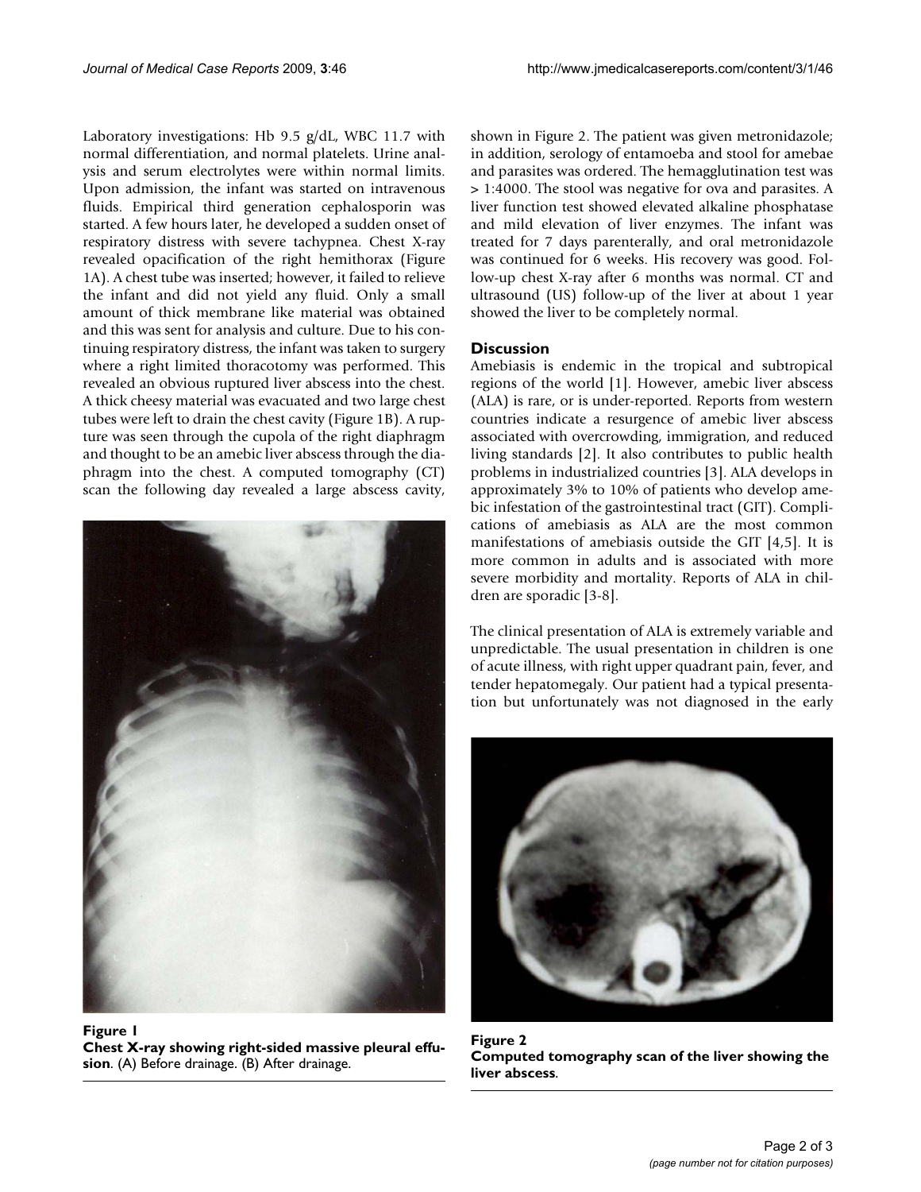Laboratory investigations: Hb 9.5 g/dL, WBC 11.7 with normal differentiation, and normal platelets. Urine analysis and serum electrolytes were within normal limits. Upon admission, the infant was started on intravenous fluids. Empirical third generation cephalosporin was started. A few hours later, he developed a sudden onset of respiratory distress with severe tachypnea. Chest X-ray revealed opacification of the right hemithorax (Figure 1A). A chest tube was inserted; however, it failed to relieve the infant and did not yield any fluid. Only a small amount of thick membrane like material was obtained and this was sent for analysis and culture. Due to his continuing respiratory distress, the infant was taken to surgery where a right limited thoracotomy was performed. This revealed an obvious ruptured liver abscess into the chest. A thick cheesy material was evacuated and two large chest tubes were left to drain the chest cavity (Figure 1B). A rupture was seen through the cupola of the right diaphragm and thought to be an amebic liver abscess through the diaphragm into the chest. A computed tomography (CT) scan the following day revealed a large abscess cavity, shown in Figure 2. The patient was given metronidazole; in addition, serology of entamoeba and stool for amebae and parasites was ordered. The hemagglutination test was > 1:4000. The stool was negative for ova and parasites. A liver function test showed elevated alkaline phosphatase and mild elevation of liver enzymes. The infant was treated for 7 days parenterally, and oral metronidazole was continued for 6 weeks. His recovery was good. Follow-up chest X-ray after 6 months was normal. CT and ultrasound (US) follow-up of the liver at about 1 year showed the liver to be completely normal.

**Figure 1**
**Chest X-ray showing right-sided massive pleural effusion**. (A) Before drainage. (B) After drainage.

## Discussion

Amebiasis is endemic in the tropical and subtropical regions of the world [1]. However, amebic liver abscess (ALA) is rare, or is under-reported. Reports from western countries indicate a resurgence of amebic liver abscess associated with overcrowding, immigration, and reduced living standards [2]. It also contributes to public health problems in industrialized countries [3]. ALA develops in approximately 3% to 10% of patients who develop amebic infestation of the gastrointestinal tract (GIT). Complications of amebiasis as ALA are the most common manifestations of amebiasis outside the GIT [4,5]. It is more common in adults and is associated with more severe morbidity and mortality. Reports of ALA in children are sporadic [3-8].

The clinical presentation of ALA is extremely variable and unpredictable. The usual presentation in children is one of acute illness, with right upper quadrant pain, fever, and tender hepatomegaly. Our patient had a typical presentation but unfortunately was not diagnosed in the early

**Figure 2**
**Computed tomography scan of the liver showing the liver abscess**.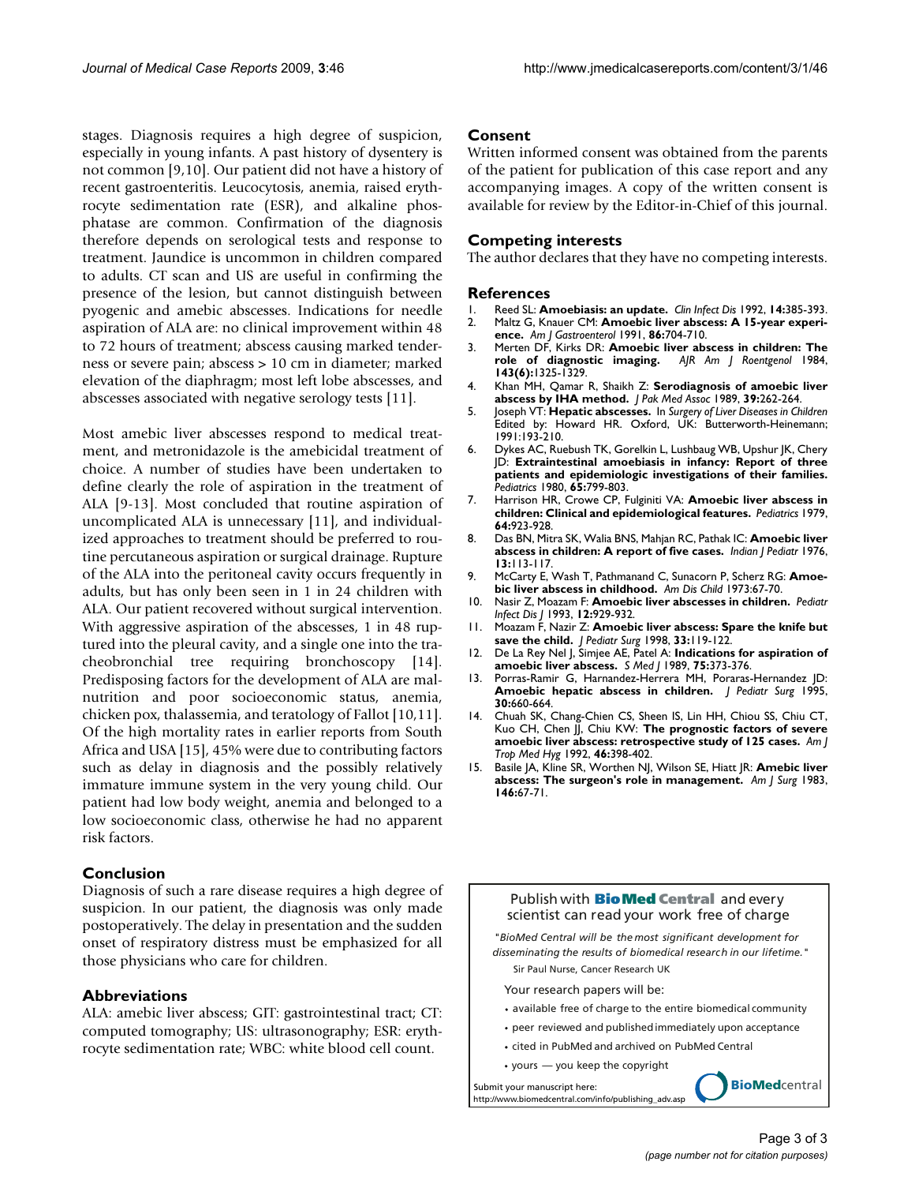stages. Diagnosis requires a high degree of suspicion, especially in young infants. A past history of dysentery is not common [9,10]. Our patient did not have a history of recent gastroenteritis. Leucocytosis, anemia, raised erythrocyte sedimentation rate (ESR), and alkaline phosphatase are common. Confirmation of the diagnosis therefore depends on serological tests and response to treatment. Jaundice is uncommon in children compared to adults. CT scan and US are useful in confirming the presence of the lesion, but cannot distinguish between pyogenic and amebic abscesses. Indications for needle aspiration of ALA are: no clinical improvement within 48 to 72 hours of treatment; abscess causing marked tenderness or severe pain; abscess > 10 cm in diameter; marked elevation of the diaphragm; most left lobe abscesses, and abscesses associated with negative serology tests [11].

Most amebic liver abscesses respond to medical treatment, and metronidazole is the amebicidal treatment of choice. A number of studies have been undertaken to define clearly the role of aspiration in the treatment of ALA [9-13]. Most concluded that routine aspiration of uncomplicated ALA is unnecessary [11], and individualized approaches to treatment should be preferred to routine percutaneous aspiration or surgical drainage. Rupture of the ALA into the peritoneal cavity occurs frequently in adults, but has only been seen in 1 in 24 children with ALA. Our patient recovered without surgical intervention. With aggressive aspiration of the abscesses, 1 in 48 ruptured into the pleural cavity, and a single one into the tracheobronchial tree requiring bronchoscopy [14]. Predisposing factors for the development of ALA are malnutrition and poor socioeconomic status, anemia, chicken pox, thalassemia, and teratology of Fallot [10,11]. Of the high mortality rates in earlier reports from South Africa and USA [15], 45% were due to contributing factors such as delay in diagnosis and the possibly relatively immature immune system in the very young child. Our patient had low body weight, anemia and belonged to a low socioeconomic class, otherwise he had no apparent risk factors.

## Conclusion

Diagnosis of such a rare disease requires a high degree of suspicion. In our patient, the diagnosis was only made postoperatively. The delay in presentation and the sudden onset of respiratory distress must be emphasized for all those physicians who care for children.

## Abbreviations

ALA: amebic liver abscess; GIT: gastrointestinal tract; CT: computed tomography; US: ultrasonography; ESR: erythrocyte sedimentation rate; WBC: white blood cell count.

## Consent

Written informed consent was obtained from the parents of the patient for publication of this case report and any accompanying images. A copy of the written consent is available for review by the Editor-in-Chief of this journal.

## Competing interests

The author declares that they have no competing interests.

## References

1. Reed SL: **Amoebiasis: an update.** *Clin Infect Dis* 1992, **14:**385-393.
2. Maltz G, Knauer CM: **Amoebic liver abscess: A 15-year experience.** *Am J Gastroenterol* 1991, **86:**704-710.
3. Merten DF, Kirks DR: **Amoebic liver abscess in children: The role of diagnostic imaging.** *AJR Am J Roentgenol* 1984, **143(6):**1325-1329.
4. Khan MH, Qamar R, Shaikh Z: **Serodiagnosis of amoebic liver abscess by IHA method.** *J Pak Med Assoc* 1989, **39:**262-264.
5. Joseph VT: **Hepatic abscesses.** In *Surgery of Liver Diseases in Children* Edited by: Howard HR. Oxford, UK: Butterworth-Heinemann; 1991:193-210.
6. Dykes AC, Ruebush TK, Gorelkin L, Lushbaug WB, Upshur JK, Chery JD: **Extraintestinal amoebiasis in infancy: Report of three patients and epidemiologic investigations of their families.** *Pediatrics* 1980, **65:**799-803.
7. Harrison HR, Crowe CP, Fulginiti VA: **Amoebic liver abscess in children: Clinical and epidemiological features.** *Pediatrics* 1979, **64:**923-928.
8. Das BN, Mitra SK, Walia BNS, Mahjan RC, Pathak IC: **Amoebic liver abscess in children: A report of five cases.** *Indian J Pediatr* 1976, **13:**113-117.
9. McCarty E, Wash T, Pathmanand C, Sunacorn P, Scherz RG: **Amoebic liver abscess in childhood.** *Am Dis Child* 1973:67-70.
10. Nasir Z, Moazam F: **Amoebic liver abscesses in children.** *Pediatr Infect Dis J* 1993, **12:**929-932.
11. Moazam F, Nazir Z: **Amoebic liver abscess: Spare the knife but save the child.** *J Pediatr Surg* 1998, **33:**119-122.
12. De La Rey Nel J, Simjee AE, Patel A: **Indications for aspiration of amoebic liver abscess.** *S Med J* 1989, **75:**373-376.
13. Porras-Ramir G, Harnandez-Herrera MH, Poraras-Hernandez JD: **Amoebic hepatic abscess in children.** *J Pediatr Surg* 1995, **30:**660-664.
14. Chuah SK, Chang-Chien CS, Sheen IS, Lin HH, Chiou SS, Chiu CT, Kuo CH, Chen JJ, Chiu KW: **The prognostic factors of severe amoebic liver abscess: retrospective study of 125 cases.** *Am J Trop Med Hyg* 1992, **46:**398-402.
15. Basile JA, Kline SR, Worthen NJ, Wilson SE, Hiatt JR: **Amebic liver abscess: The surgeon's role in management.** *Am J Surg* 1983, **146:**67-71.

Publish with **BioMed Central** and every scientist can read your work free of charge

*"BioMed Central will be the most significant development for disseminating the results of biomedical research in our lifetime."*

Sir Paul Nurse, Cancer Research UK

Your research papers will be:

- available free of charge to the entire biomedical community
- peer reviewed and published immediately upon acceptance
- cited in PubMed and archived on PubMed Central
- yours — you keep the copyright

Submit your manuscript here:
http://www.biomedcentral.com/info/publishing_adv.asp

BioMedcentral